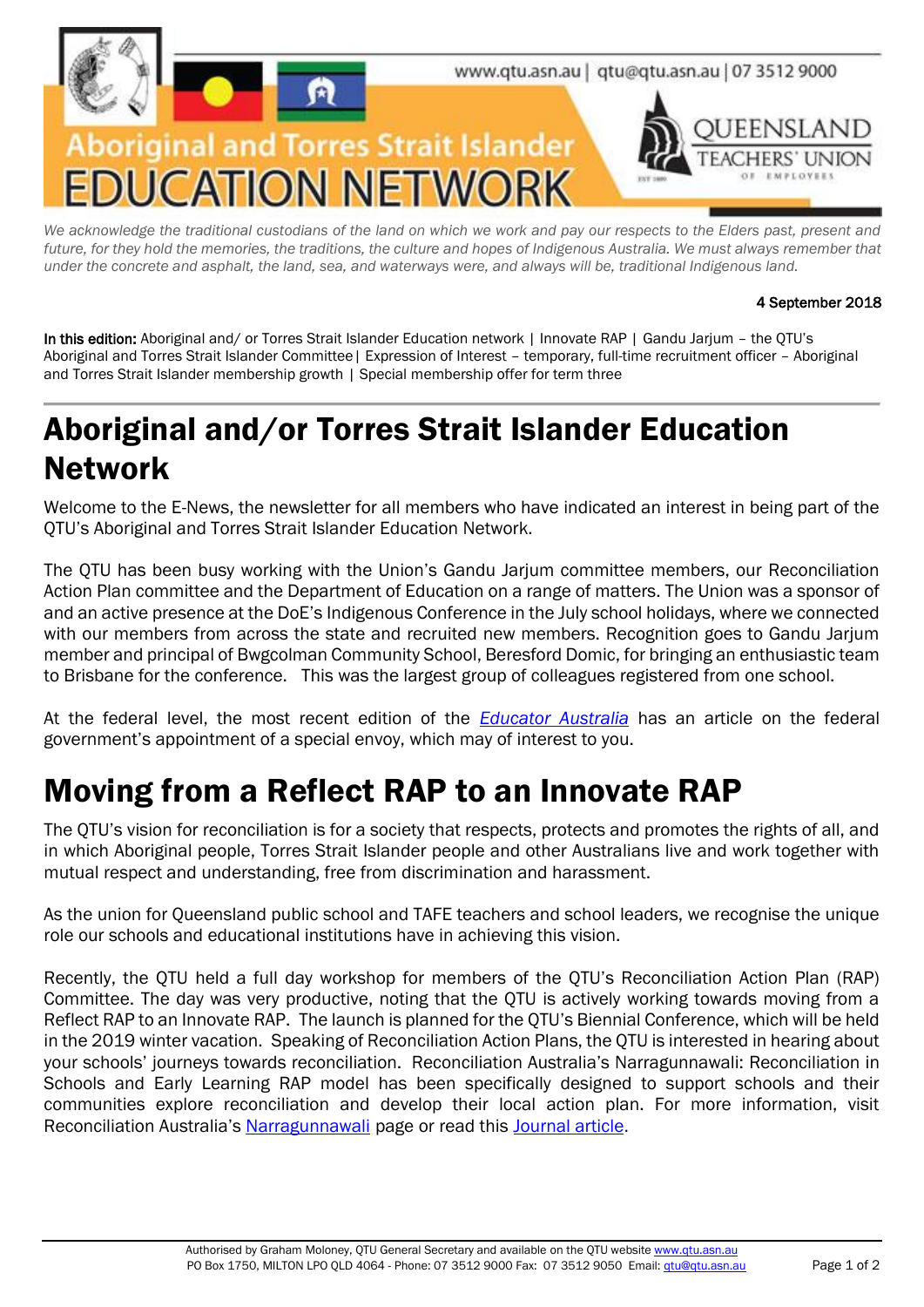www.qtu.asn.au | qtu@qtu.asn.au | 07 3512 9000

Aboriginal and Torres Strait Islander
EDUCATION NETWORK

QUEENSLAND TEACHERS' UNION OF EMPLOYEES

*We acknowledge the traditional custodians of the land on which we work and pay our respects to the Elders past, present and future, for they hold the memories, the traditions, the culture and hopes of Indigenous Australia. We must always remember that under the concrete and asphalt, the land, sea, and waterways were, and always will be, traditional Indigenous land.*

4 September 2018

**In this edition:** Aboriginal and/ or Torres Strait Islander Education network | Innovate RAP | Gandu Jarjum – the QTU's Aboriginal and Torres Strait Islander Committee| Expression of Interest – temporary, full-time recruitment officer – Aboriginal and Torres Strait Islander membership growth | Special membership offer for term three

# Aboriginal and/or Torres Strait Islander Education Network

Welcome to the E-News, the newsletter for all members who have indicated an interest in being part of the QTU's Aboriginal and Torres Strait Islander Education Network.

The QTU has been busy working with the Union's Gandu Jarjum committee members, our Reconciliation Action Plan committee and the Department of Education on a range of matters. The Union was a sponsor of and an active presence at the DoE's Indigenous Conference in the July school holidays, where we connected with our members from across the state and recruited new members. Recognition goes to Gandu Jarjum member and principal of Bwgcolman Community School, Beresford Domic, for bringing an enthusiastic team to Brisbane for the conference. This was the largest group of colleagues registered from one school.

At the federal level, the most recent edition of the *Educator Australia* has an article on the federal government's appointment of a special envoy, which may of interest to you.

# Moving from a Reflect RAP to an Innovate RAP

The QTU's vision for reconciliation is for a society that respects, protects and promotes the rights of all, and in which Aboriginal people, Torres Strait Islander people and other Australians live and work together with mutual respect and understanding, free from discrimination and harassment.

As the union for Queensland public school and TAFE teachers and school leaders, we recognise the unique role our schools and educational institutions have in achieving this vision.

Recently, the QTU held a full day workshop for members of the QTU's Reconciliation Action Plan (RAP) Committee. The day was very productive, noting that the QTU is actively working towards moving from a Reflect RAP to an Innovate RAP. The launch is planned for the QTU's Biennial Conference, which will be held in the 2019 winter vacation. Speaking of Reconciliation Action Plans, the QTU is interested in hearing about your schools' journeys towards reconciliation. Reconciliation Australia's Narragunnawali: Reconciliation in Schools and Early Learning RAP model has been specifically designed to support schools and their communities explore reconciliation and develop their local action plan. For more information, visit Reconciliation Australia's Narragunnawali page or read this Journal article.

Authorised by Graham Moloney, QTU General Secretary and available on the QTU website www.qtu.asn.au
PO Box 1750, MILTON LPO QLD 4064 - Phone: 07 3512 9000 Fax: 07 3512 9050 Email: qtu@qtu.asn.au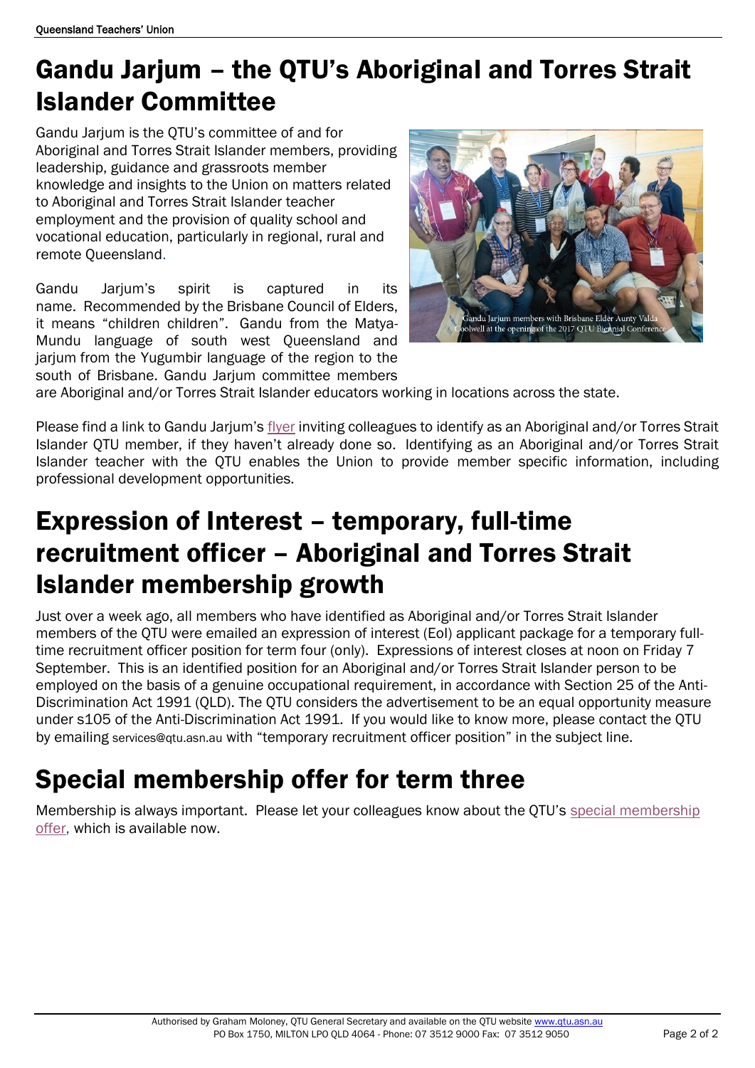# Gandu Jarjum – the QTU's Aboriginal and Torres Strait Islander Committee

Gandu Jarjum is the QTU's committee of and for Aboriginal and Torres Strait Islander members, providing leadership, guidance and grassroots member knowledge and insights to the Union on matters related to Aboriginal and Torres Strait Islander teacher employment and the provision of quality school and vocational education, particularly in regional, rural and remote Queensland.

Gandu Jarjum members with Brisbane Elder Aunty Valda Coolwell at the opening of the 2017 QTU Biennial Conference

Gandu Jarjum's spirit is captured in its name. Recommended by the Brisbane Council of Elders, it means "children children". Gandu from the Matya-Mundu language of south west Queensland and jarjum from the Yugumbir language of the region to the south of Brisbane. Gandu Jarjum committee members are Aboriginal and/or Torres Strait Islander educators working in locations across the state.

Please find a link to Gandu Jarjum's flyer inviting colleagues to identify as an Aboriginal and/or Torres Strait Islander QTU member, if they haven't already done so. Identifying as an Aboriginal and/or Torres Strait Islander teacher with the QTU enables the Union to provide member specific information, including professional development opportunities.

# Expression of Interest – temporary, full-time recruitment officer – Aboriginal and Torres Strait Islander membership growth

Just over a week ago, all members who have identified as Aboriginal and/or Torres Strait Islander members of the QTU were emailed an expression of interest (EoI) applicant package for a temporary full-time recruitment officer position for term four (only). Expressions of interest closes at noon on Friday 7 September. This is an identified position for an Aboriginal and/or Torres Strait Islander person to be employed on the basis of a genuine occupational requirement, in accordance with Section 25 of the Anti-Discrimination Act 1991 (QLD). The QTU considers the advertisement to be an equal opportunity measure under s105 of the Anti-Discrimination Act 1991. If you would like to know more, please contact the QTU by emailing services@qtu.asn.au with "temporary recruitment officer position" in the subject line.

# Special membership offer for term three

Membership is always important. Please let your colleagues know about the QTU's special membership offer, which is available now.

Authorised by Graham Moloney, QTU General Secretary and available on the QTU website www.qtu.asn.au
PO Box 1750, MILTON LPO QLD 4064 - Phone: 07 3512 9000 Fax: 07 3512 9050